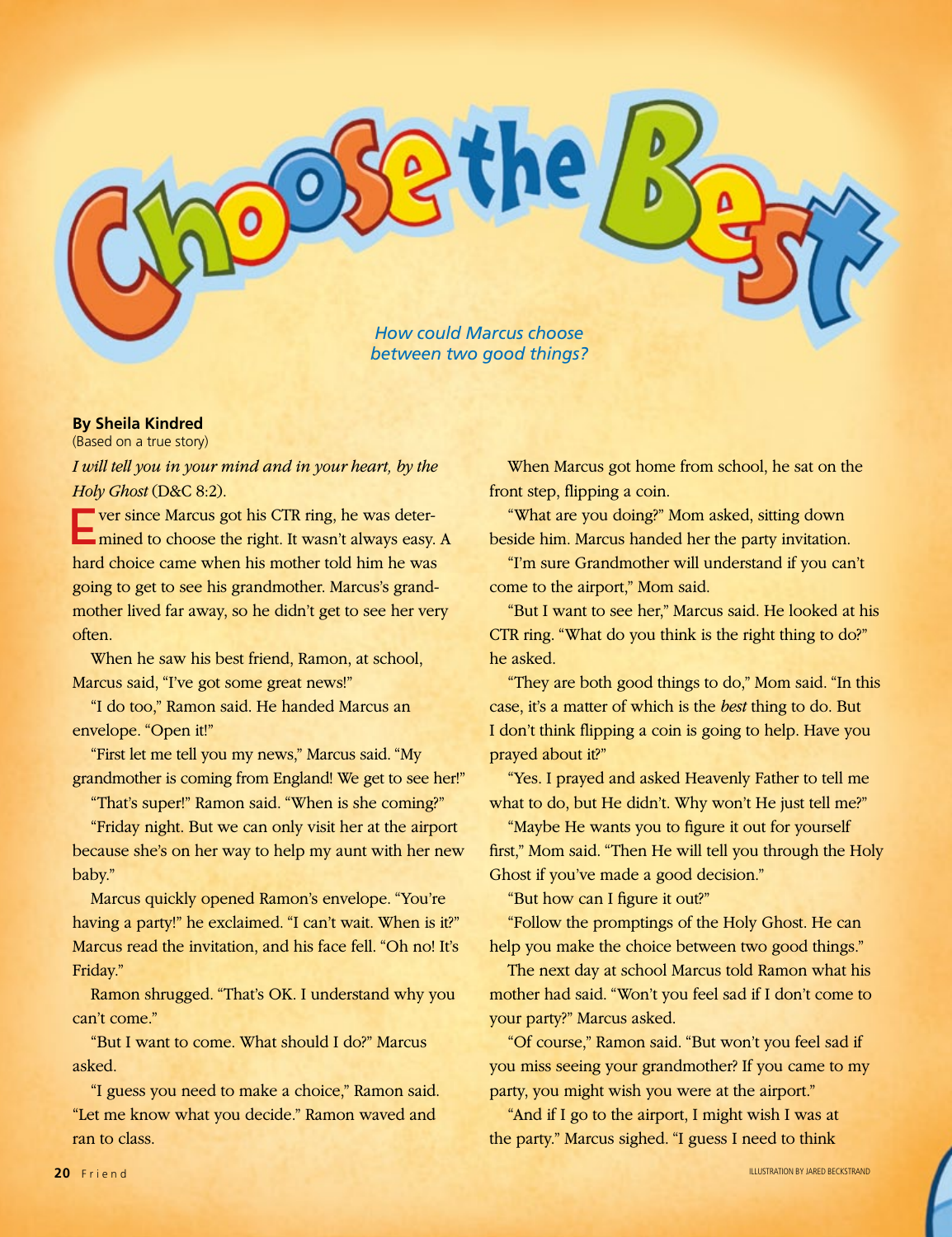# Choose the Best

*How could Marcus choose between two good things?*

**By Sheila Kindred**
(Based on a true story)

*I will tell you in your mind and in your heart, by the Holy Ghost* (D&C 8:2).

Ever since Marcus got his CTR ring, he was determined to choose the right. It wasn't always easy. A hard choice came when his mother told him he was going to get to see his grandmother. Marcus's grandmother lived far away, so he didn't get to see her very often.

When he saw his best friend, Ramon, at school, Marcus said, "I've got some great news!"

"I do too," Ramon said. He handed Marcus an envelope. "Open it!"

"First let me tell you my news," Marcus said. "My grandmother is coming from England! We get to see her!"

"That's super!" Ramon said. "When is she coming?"

"Friday night. But we can only visit her at the airport because she's on her way to help my aunt with her new baby."

Marcus quickly opened Ramon's envelope. "You're having a party!" he exclaimed. "I can't wait. When is it?" Marcus read the invitation, and his face fell. "Oh no! It's Friday."

Ramon shrugged. "That's OK. I understand why you can't come."

"But I want to come. What should I do?" Marcus asked.

"I guess you need to make a choice," Ramon said. "Let me know what you decide." Ramon waved and ran to class.

When Marcus got home from school, he sat on the front step, flipping a coin.

"What are you doing?" Mom asked, sitting down beside him. Marcus handed her the party invitation.

"I'm sure Grandmother will understand if you can't come to the airport," Mom said.

"But I want to see her," Marcus said. He looked at his CTR ring. "What do you think is the right thing to do?" he asked.

"They are both good things to do," Mom said. "In this case, it's a matter of which is the *best* thing to do. But I don't think flipping a coin is going to help. Have you prayed about it?"

"Yes. I prayed and asked Heavenly Father to tell me what to do, but He didn't. Why won't He just tell me?"

"Maybe He wants you to figure it out for yourself first," Mom said. "Then He will tell you through the Holy Ghost if you've made a good decision."

"But how can I figure it out?"

"Follow the promptings of the Holy Ghost. He can help you make the choice between two good things."

The next day at school Marcus told Ramon what his mother had said. "Won't you feel sad if I don't come to your party?" Marcus asked.

"Of course," Ramon said. "But won't you feel sad if you miss seeing your grandmother? If you came to my party, you might wish you were at the airport."

"And if I go to the airport, I might wish I was at the party." Marcus sighed. "I guess I need to think

ILLUSTRATION BY JARED BECKSTRAND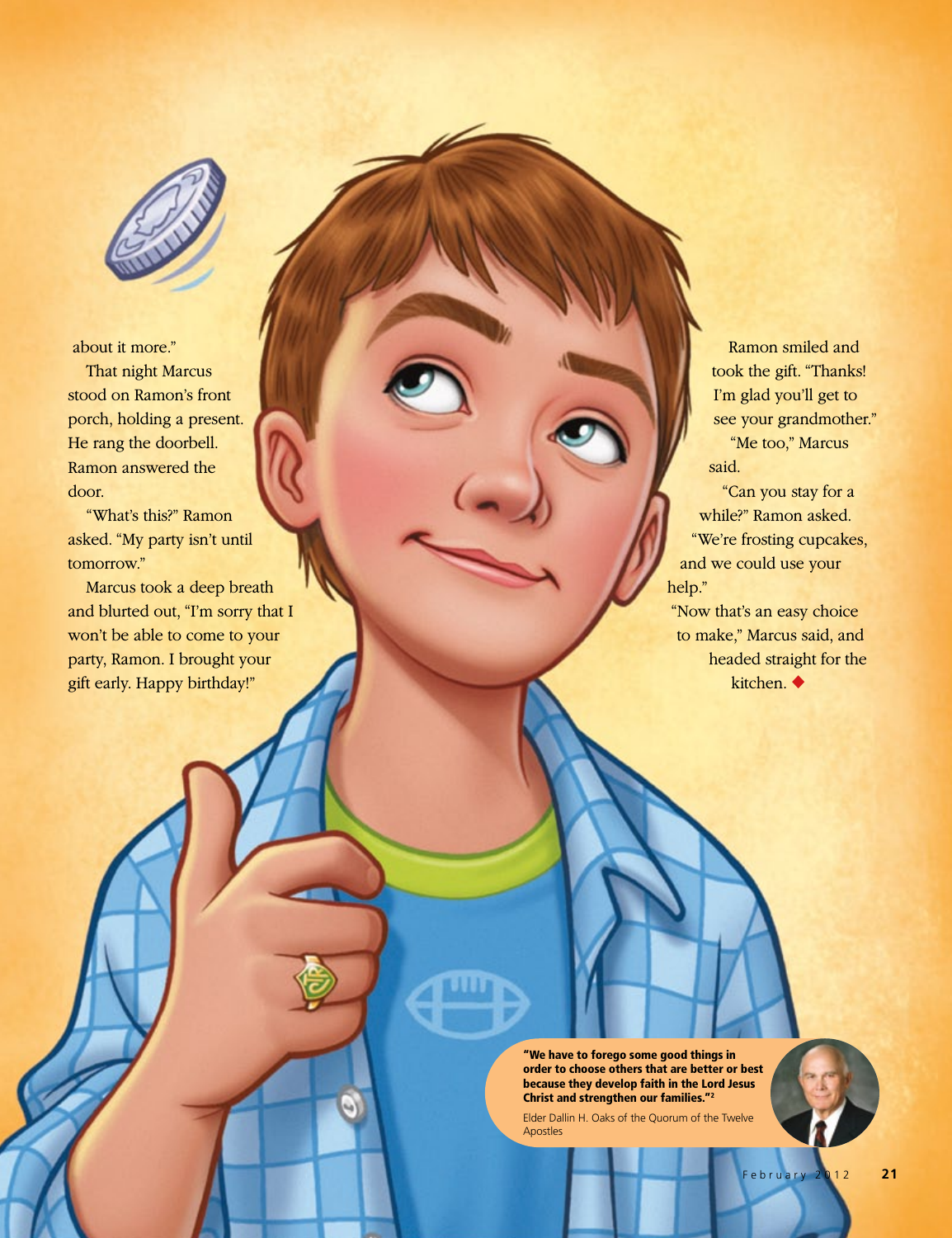about it more."

That night Marcus stood on Ramon's front porch, holding a present. He rang the doorbell. Ramon answered the door.

"What's this?" Ramon asked. "My party isn't until tomorrow."

Marcus took a deep breath and blurted out, "I'm sorry that I won't be able to come to your party, Ramon. I brought your gift early. Happy birthday!"

Ramon smiled and took the gift. "Thanks! I'm glad you'll get to see your grandmother."

"Me too," Marcus said.

"Can you stay for a while?" Ramon asked. "We're frosting cupcakes, and we could use your help."

"Now that's an easy choice to make," Marcus said, and headed straight for the kitchen. ◆

**"We have to forego some good things in order to choose others that are better or best because they develop faith in the Lord Jesus Christ and strengthen our families."[2]**

Elder Dallin H. Oaks of the Quorum of the Twelve Apostles